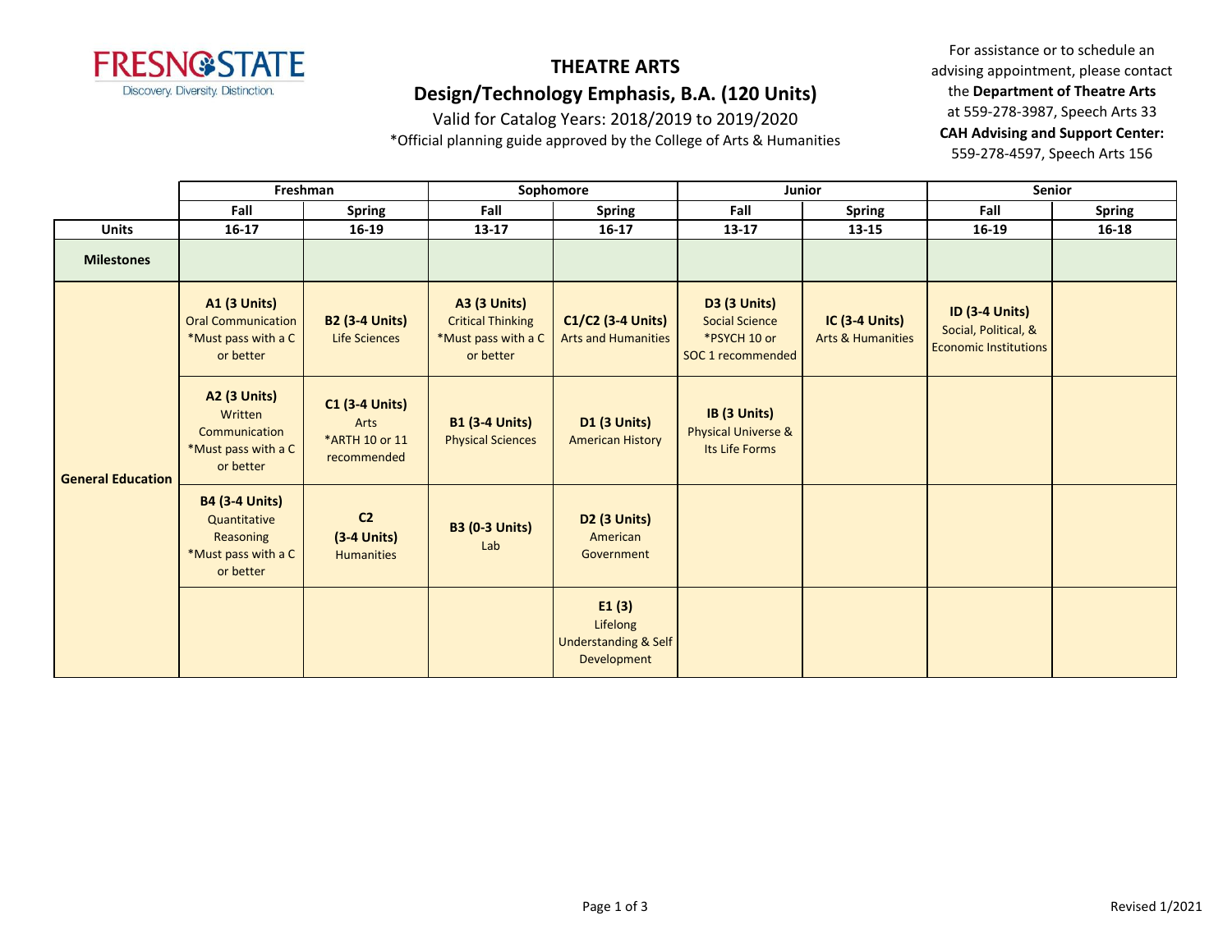FRESNO STATE
Discovery. Diversity. Distinction.

# THEATRE ARTS
## Design/Technology Emphasis, B.A. (120 Units)

Valid for Catalog Years: 2018/2019 to 2019/2020

*Official planning guide approved by the College of Arts & Humanities

For assistance or to schedule an advising appointment, please contact the **Department of Theatre Arts** at 559-278-3987, Speech Arts 33

**CAH Advising and Support Center:** 559-278-4597, Speech Arts 156

| | Freshman | | Sophomore | | Junior | | Senior | |
|---|---|---|---|---|---|---|---|---|
| | **Fall** | **Spring** | **Fall** | **Spring** | **Fall** | **Spring** | **Fall** | **Spring** |
| **Units** | **16-17** | **16-19** | **13-17** | **16-17** | **13-17** | **13-15** | **16-19** | **16-18** |
| **Milestones** | | | | | | | | |
| **General Education** | **A1 (3 Units)** Oral Communication *Must pass with a C or better | **B2 (3-4 Units)** Life Sciences | **A3 (3 Units)** Critical Thinking *Must pass with a C or better | **C1/C2 (3-4 Units)** Arts and Humanities | **D3 (3 Units)** Social Science *PSYCH 10 or SOC 1 recommended | **IC (3-4 Units)** Arts & Humanities | **ID (3-4 Units)** Social, Political, & Economic Institutions | |
| | **A2 (3 Units)** Written Communication *Must pass with a C or better | **C1 (3-4 Units)** Arts *ARTH 10 or 11 recommended | **B1 (3-4 Units)** Physical Sciences | **D1 (3 Units)** American History | **IB (3 Units)** Physical Universe & Its Life Forms | | | |
| | **B4 (3-4 Units)** Quantitative Reasoning *Must pass with a C or better | **C2 (3-4 Units)** Humanities | **B3 (0-3 Units)** Lab | **D2 (3 Units)** American Government | | | | |
| | | | | **E1 (3)** Lifelong Understanding & Self Development | | | | |

Revised 1/2021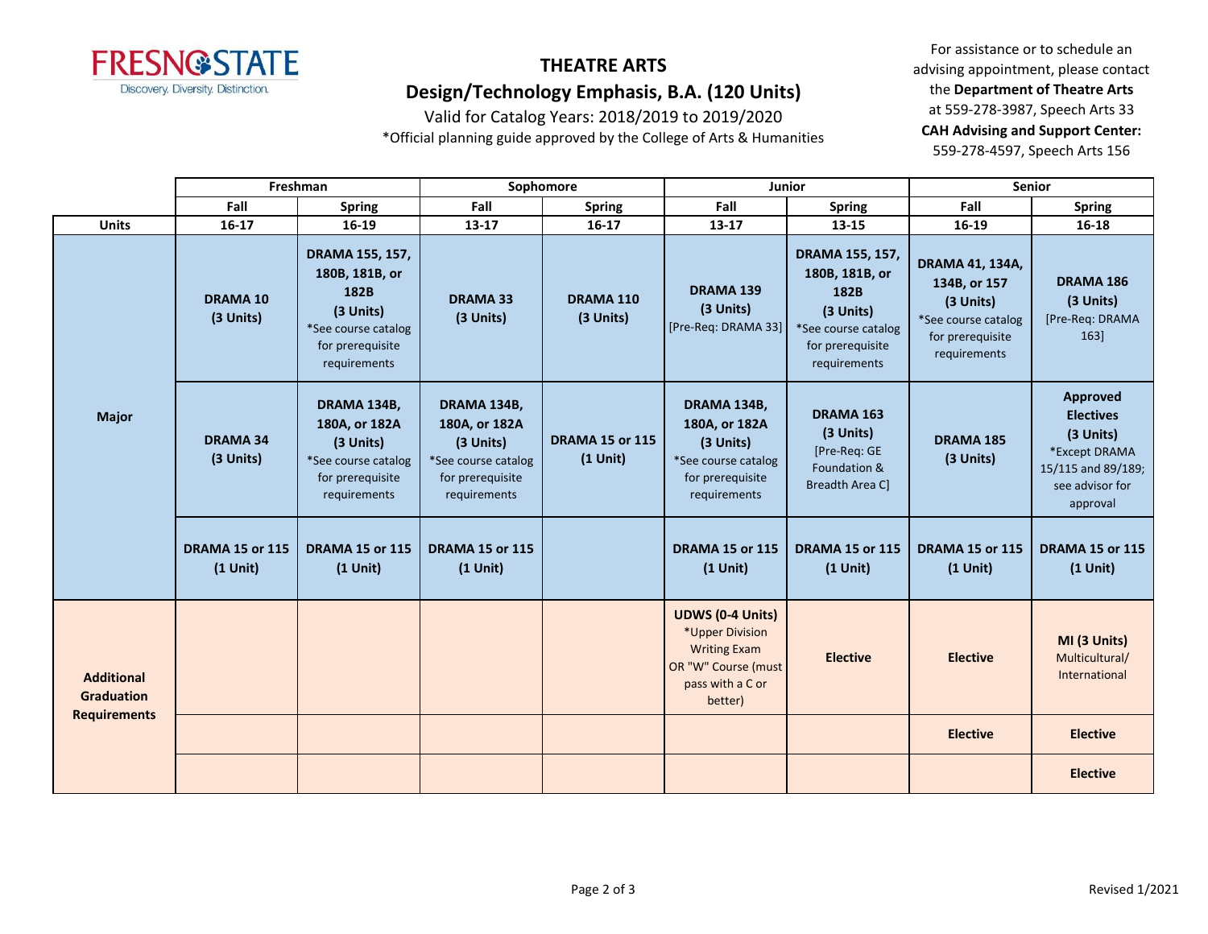# THEATRE ARTS

## Design/Technology Emphasis, B.A. (120 Units)

Valid for Catalog Years: 2018/2019 to 2019/2020

*Official planning guide approved by the College of Arts & Humanities

For assistance or to schedule an advising appointment, please contact the **Department of Theatre Arts** at 559-278-3987, Speech Arts 33

**CAH Advising and Support Center:** 559-278-4597, Speech Arts 156

| | Freshman | | Sophomore | | Junior | | Senior | |
|---|---|---|---|---|---|---|---|---|
| | Fall | Spring | Fall | Spring | Fall | Spring | Fall | Spring |
| **Units** | 16-17 | 16-19 | 13-17 | 16-17 | 13-17 | 13-15 | 16-19 | 16-18 |
| **Major** | **DRAMA 10 (3 Units)** | **DRAMA 155, 157, 180B, 181B, or 182B (3 Units)** *See course catalog for prerequisite requirements | **DRAMA 33 (3 Units)** | **DRAMA 110 (3 Units)** | **DRAMA 139 (3 Units)** [Pre-Req: DRAMA 33] | **DRAMA 155, 157, 180B, 181B, or 182B (3 Units)** *See course catalog for prerequisite requirements | **DRAMA 41, 134A, 134B, or 157 (3 Units)** *See course catalog for prerequisite requirements | **DRAMA 186 (3 Units)** [Pre-Req: DRAMA 163] |
| | **DRAMA 34 (3 Units)** | **DRAMA 134B, 180A, or 182A (3 Units)** *See course catalog for prerequisite requirements | **DRAMA 134B, 180A, or 182A (3 Units)** *See course catalog for prerequisite requirements | **DRAMA 15 or 115 (1 Unit)** | **DRAMA 134B, 180A, or 182A (3 Units)** *See course catalog for prerequisite requirements | **DRAMA 163 (3 Units)** [Pre-Req: GE Foundation & Breadth Area C] | **DRAMA 185 (3 Units)** | **Approved Electives (3 Units)** *Except DRAMA 15/115 and 89/189; see advisor for approval |
| | **DRAMA 15 or 115 (1 Unit)** | **DRAMA 15 or 115 (1 Unit)** | **DRAMA 15 or 115 (1 Unit)** | | **DRAMA 15 or 115 (1 Unit)** | **DRAMA 15 or 115 (1 Unit)** | **DRAMA 15 or 115 (1 Unit)** | **DRAMA 15 or 115 (1 Unit)** |
| **Additional Graduation Requirements** | | | | | **UDWS (0-4 Units)** *Upper Division Writing Exam OR "W" Course (must pass with a C or better) | **Elective** | **Elective** | **MI (3 Units)** Multicultural/ International |
| | | | | | | | **Elective** | **Elective** |
| | | | | | | | | **Elective** |

Revised 1/2021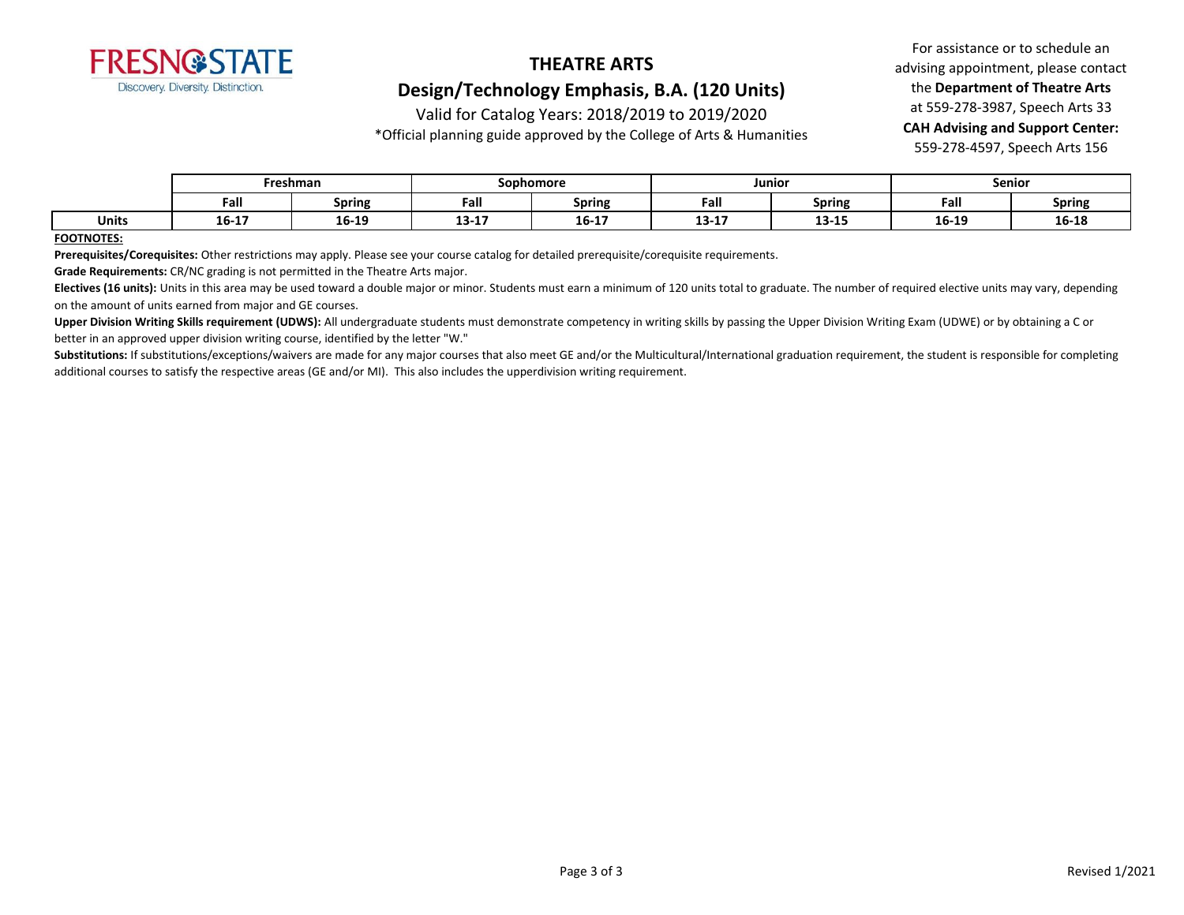# THEATRE ARTS

## Design/Technology Emphasis, B.A. (120 Units)

Valid for Catalog Years: 2018/2019 to 2019/2020

*Official planning guide approved by the College of Arts & Humanities

For assistance or to schedule an advising appointment, please contact the **Department of Theatre Arts** at 559-278-3987, Speech Arts 33

**CAH Advising and Support Center:** 559-278-4597, Speech Arts 156

| | Freshman | | Sophomore | | Junior | | Senior | |
|---|---|---|---|---|---|---|---|---|
| | Fall | Spring | Fall | Spring | Fall | Spring | Fall | Spring |
| **Units** | 16-17 | 16-19 | 13-17 | 16-17 | 13-17 | 13-15 | 16-19 | 16-18 |

**FOOTNOTES:**

**Prerequisites/Corequisites:** Other restrictions may apply. Please see your course catalog for detailed prerequisite/corequisite requirements.

**Grade Requirements:** CR/NC grading is not permitted in the Theatre Arts major.

**Electives (16 units):** Units in this area may be used toward a double major or minor. Students must earn a minimum of 120 units total to graduate. The number of required elective units may vary, depending on the amount of units earned from major and GE courses.

**Upper Division Writing Skills requirement (UDWS):** All undergraduate students must demonstrate competency in writing skills by passing the Upper Division Writing Exam (UDWE) or by obtaining a C or better in an approved upper division writing course, identified by the letter "W."

**Substitutions:** If substitutions/exceptions/waivers are made for any major courses that also meet GE and/or the Multicultural/International graduation requirement, the student is responsible for completing additional courses to satisfy the respective areas (GE and/or MI). This also includes the upperdivision writing requirement.

Revised 1/2021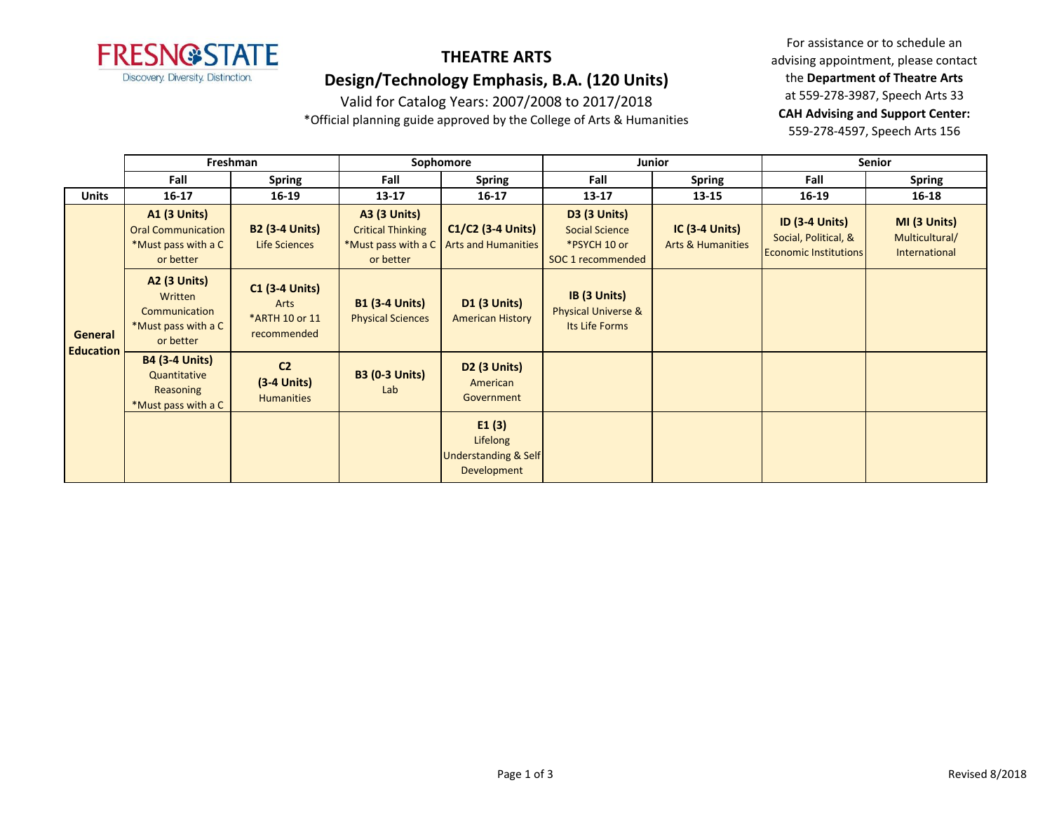# THEATRE ARTS

## Design/Technology Emphasis, B.A. (120 Units)

Valid for Catalog Years: 2007/2008 to 2017/2018

*Official planning guide approved by the College of Arts & Humanities

For assistance or to schedule an advising appointment, please contact the **Department of Theatre Arts** at 559-278-3987, Speech Arts 33

**CAH Advising and Support Center:** 559-278-4597, Speech Arts 156

| | Freshman | | Sophomore | | Junior | | Senior | |
|---|---|---|---|---|---|---|---|---|
| | **Fall** | **Spring** | **Fall** | **Spring** | **Fall** | **Spring** | **Fall** | **Spring** |
| **Units** | **16-17** | **16-19** | **13-17** | **16-17** | **13-17** | **13-15** | **16-19** | **16-18** |
| **General Education** | **A1 (3 Units)** Oral Communication *Must pass with a C or better | **B2 (3-4 Units)** Life Sciences | **A3 (3 Units)** Critical Thinking *Must pass with a C or better | **C1/C2 (3-4 Units)** Arts and Humanities | **D3 (3 Units)** Social Science *PSYCH 10 or SOC 1 recommended | **IC (3-4 Units)** Arts & Humanities | **ID (3-4 Units)** Social, Political, & Economic Institutions | **MI (3 Units)** Multicultural/ International |
| | **A2 (3 Units)** Written Communication *Must pass with a C or better | **C1 (3-4 Units)** Arts *ARTH 10 or 11 recommended | **B1 (3-4 Units)** Physical Sciences | **D1 (3 Units)** American History | **IB (3 Units)** Physical Universe & Its Life Forms | | | |
| | **B4 (3-4 Units)** Quantitative Reasoning *Must pass with a C | **C2 (3-4 Units)** Humanities | **B3 (0-3 Units)** Lab | **D2 (3 Units)** American Government | | | | |
| | | | | **E1 (3)** Lifelong Understanding & Self Development | | | | |

Revised 8/2018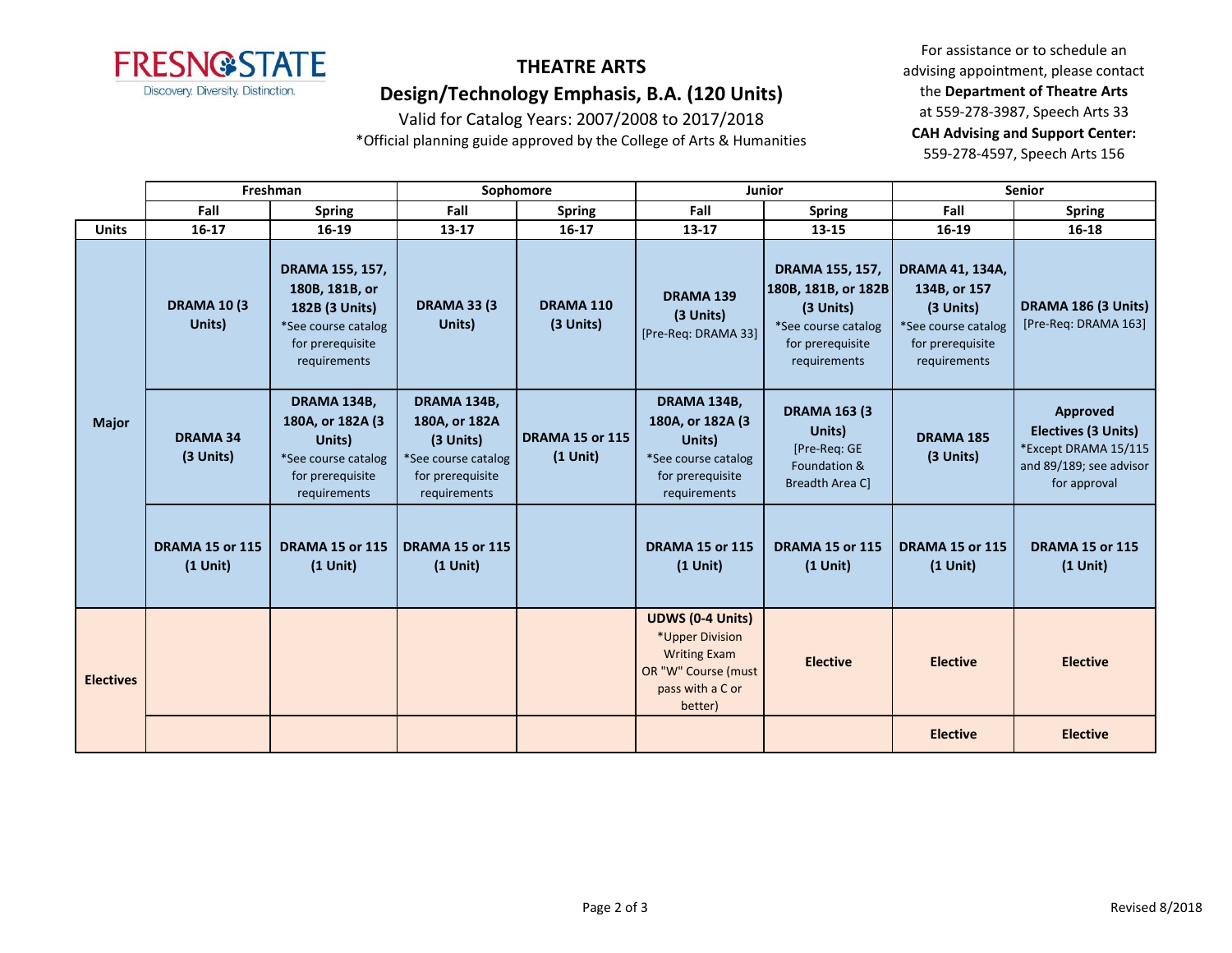# THEATRE ARTS

## Design/Technology Emphasis, B.A. (120 Units)

Valid for Catalog Years: 2007/2008 to 2017/2018

*Official planning guide approved by the College of Arts & Humanities

For assistance or to schedule an advising appointment, please contact the **Department of Theatre Arts** at 559-278-3987, Speech Arts 33
**CAH Advising and Support Center:** 559-278-4597, Speech Arts 156

| | Freshman | | Sophomore | | Junior | | Senior | |
|---|---|---|---|---|---|---|---|---|
| | **Fall** | **Spring** | **Fall** | **Spring** | **Fall** | **Spring** | **Fall** | **Spring** |
| **Units** | **16-17** | **16-19** | **13-17** | **16-17** | **13-17** | **13-15** | **16-19** | **16-18** |
| **Major** | **DRAMA 10 (3 Units)** | **DRAMA 155, 157, 180B, 181B, or 182B (3 Units)** *See course catalog for prerequisite requirements | **DRAMA 33 (3 Units)** | **DRAMA 110 (3 Units)** | **DRAMA 139 (3 Units)** [Pre-Req: DRAMA 33] | **DRAMA 155, 157, 180B, 181B, or 182B (3 Units)** *See course catalog for prerequisite requirements | **DRAMA 41, 134A, 134B, or 157 (3 Units)** *See course catalog for prerequisite requirements | **DRAMA 186 (3 Units)** [Pre-Req: DRAMA 163] |
| | **DRAMA 34 (3 Units)** | **DRAMA 134B, 180A, or 182A (3 Units)** *See course catalog for prerequisite requirements | **DRAMA 134B, 180A, or 182A (3 Units)** *See course catalog for prerequisite requirements | **DRAMA 15 or 115 (1 Unit)** | **DRAMA 134B, 180A, or 182A (3 Units)** *See course catalog for prerequisite requirements | **DRAMA 163 (3 Units)** [Pre-Req: GE Foundation & Breadth Area C] | **DRAMA 185 (3 Units)** | **Approved Electives (3 Units)** *Except DRAMA 15/115 and 89/189; see advisor for approval |
| | **DRAMA 15 or 115 (1 Unit)** | **DRAMA 15 or 115 (1 Unit)** | **DRAMA 15 or 115 (1 Unit)** | | **DRAMA 15 or 115 (1 Unit)** | **DRAMA 15 or 115 (1 Unit)** | **DRAMA 15 or 115 (1 Unit)** | **DRAMA 15 or 115 (1 Unit)** |
| **Electives** | | | | | **UDWS (0-4 Units)** *Upper Division Writing Exam OR "W" Course (must pass with a C or better) | **Elective** | **Elective** | **Elective** |
| | | | | | | | **Elective** | **Elective** |

Revised 8/2018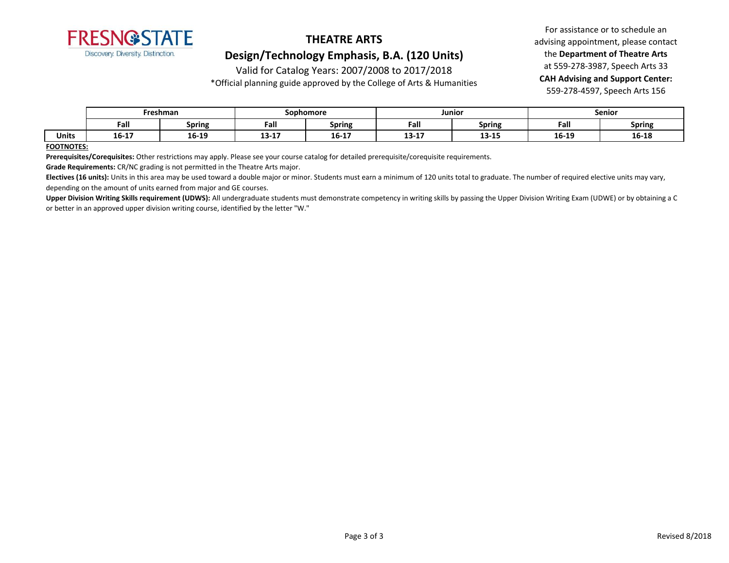# THEATRE ARTS

## Design/Technology Emphasis, B.A. (120 Units)

Valid for Catalog Years: 2007/2008 to 2017/2018

*Official planning guide approved by the College of Arts & Humanities

For assistance or to schedule an advising appointment, please contact the **Department of Theatre Arts** at 559-278-3987, Speech Arts 33

**CAH Advising and Support Center:** 559-278-4597, Speech Arts 156

| | Freshman | | Sophomore | | Junior | | Senior | |
|---|---|---|---|---|---|---|---|---|
| | **Fall** | **Spring** | **Fall** | **Spring** | **Fall** | **Spring** | **Fall** | **Spring** |
| **Units** | 16-17 | 16-19 | 13-17 | 16-17 | 13-17 | 13-15 | 16-19 | 16-18 |

**FOOTNOTES:**

**Prerequisites/Corequisites:** Other restrictions may apply. Please see your course catalog for detailed prerequisite/corequisite requirements.

**Grade Requirements:** CR/NC grading is not permitted in the Theatre Arts major.

**Electives (16 units):** Units in this area may be used toward a double major or minor. Students must earn a minimum of 120 units total to graduate. The number of required elective units may vary, depending on the amount of units earned from major and GE courses.

**Upper Division Writing Skills requirement (UDWS):** All undergraduate students must demonstrate competency in writing skills by passing the Upper Division Writing Exam (UDWE) or by obtaining a C or better in an approved upper division writing course, identified by the letter "W."

Revised 8/2018